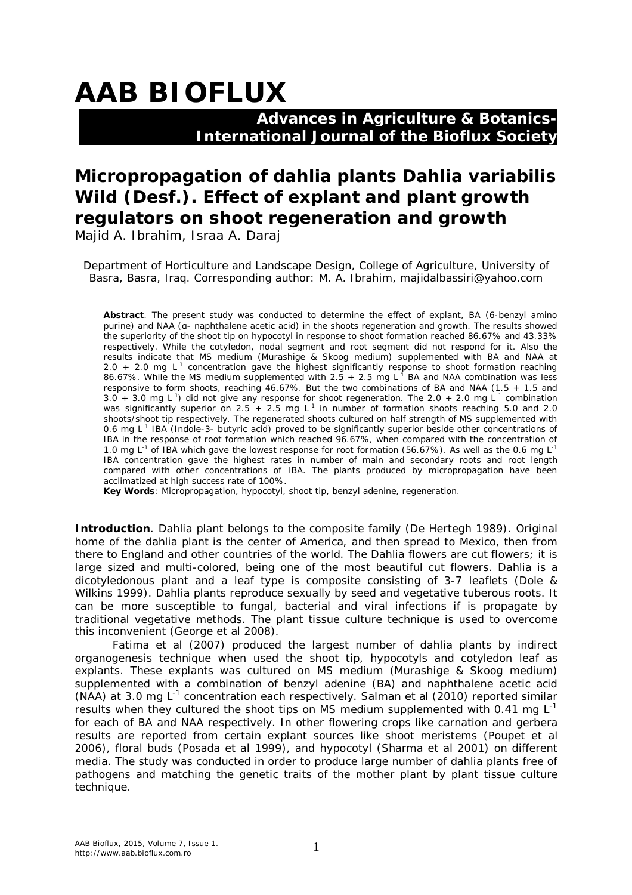# AAB BIOFLUX

**Advances in Agriculture & Botanics-International Journal of the Bioflux Society**

## Micropropagation of dahlia plants Dahlia variabilis Wild (Desf.). Effect of explant and plant growth regulators on shoot regeneration and growth

Majid A. Ibrahim, Israa A. Daraj

Department of Horticulture and Landscape Design, College of Agriculture, University of Basra, Basra, Iraq. Corresponding author: M. A. Ibrahim, majidalbassiri@yahoo.com

**Abstract**. The present study was conducted to determine the effect of explant, BA (6-benzyl amino purine) and NAA (α- naphthalene acetic acid) in the shoots regeneration and growth. The results showed the superiority of the shoot tip on hypocotyl in response to shoot formation reached 86.67% and 43.33% respectively. While the cotyledon, nodal segment and root segment did not respond for it. Also the results indicate that MS medium (Murashige & Skoog medium) supplemented with BA and NAA at 2.0 + 2.0 mg $L^{-1}$ concentration gave the highest significantly response to shoot formation reaching 86.67%. While the MS medium supplemented with 2.5 + 2.5 mg $L^{-1}$ BA and NAA combination was less responsive to form shoots, reaching 46.67%. But the two combinations of BA and NAA (1.5 + 1.5 and 3.0 + 3.0 mg $L^{-1}$) did not give any response for shoot regeneration. The 2.0 + 2.0 mg $L^{-1}$ combination was significantly superior on 2.5 + 2.5 mg $L^{-1}$ in number of formation shoots reaching 5.0 and 2.0 shoots/shoot tip respectively. The regenerated shoots cultured on half strength of MS supplemented with 0.6 mg $L^{-1}$ IBA (Indole-3- butyric acid) proved to be significantly superior beside other concentrations of IBA in the response of root formation which reached 96.67%, when compared with the concentration of 1.0 mg $L^{-1}$ of IBA which gave the lowest response for root formation (56.67%). As well as the 0.6 mg $L^{-1}$ IBA concentration gave the highest rates in number of main and secondary roots and root length compared with other concentrations of IBA. The plants produced by micropropagation have been acclimatized at high success rate of 100%.

**Key Words**: Micropropagation, hypocotyl, shoot tip, benzyl adenine, regeneration.

**Introduction**. Dahlia plant belongs to the composite family (De Hertegh 1989). Original home of the dahlia plant is the center of America, and then spread to Mexico, then from there to England and other countries of the world. The Dahlia flowers are cut flowers; it is large sized and multi-colored, being one of the most beautiful cut flowers. Dahlia is a dicotyledonous plant and a leaf type is composite consisting of 3-7 leaflets (Dole & Wilkins 1999). Dahlia plants reproduce sexually by seed and vegetative tuberous roots. It can be more susceptible to fungal, bacterial and viral infections if is propagate by traditional vegetative methods. The plant tissue culture technique is used to overcome this inconvenient (George et al 2008).

Fatima et al (2007) produced the largest number of dahlia plants by indirect organogenesis technique when used the shoot tip, hypocotyls and cotyledon leaf as explants. These explants was cultured on MS medium (Murashige & Skoog medium) supplemented with a combination of benzyl adenine (BA) and naphthalene acetic acid (NAA) at 3.0 mg $L^{-1}$ concentration each respectively. Salman et al (2010) reported similar results when they cultured the shoot tips on MS medium supplemented with 0.41 mg $L^{-1}$ for each of BA and NAA respectively. In other flowering crops like carnation and gerbera results are reported from certain explant sources like shoot meristems (Poupet et al 2006), floral buds (Posada et al 1999), and hypocotyl (Sharma et al 2001) on different media. The study was conducted in order to produce large number of dahlia plants free of pathogens and matching the genetic traits of the mother plant by plant tissue culture technique.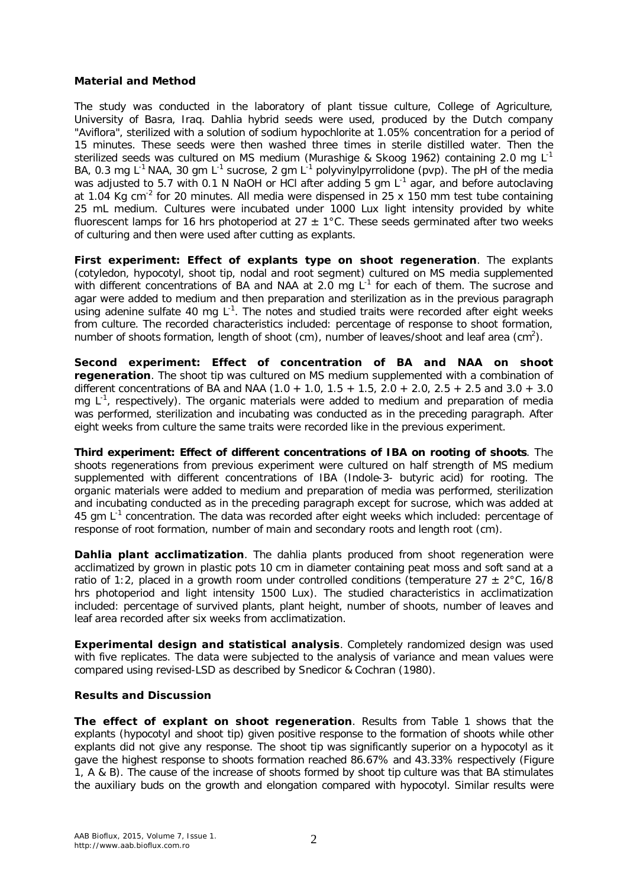## Material and Method

The study was conducted in the laboratory of plant tissue culture, College of Agriculture, University of Basra, Iraq. Dahlia hybrid seeds were used, produced by the Dutch company "Aviflora", sterilized with a solution of sodium hypochlorite at 1.05% concentration for a period of 15 minutes. These seeds were then washed three times in sterile distilled water. Then the sterilized seeds was cultured on MS medium (Murashige & Skoog 1962) containing 2.0 mg $L^{-1}$ BA, 0.3 mg $L^{-1}$ NAA, 30 gm $L^{-1}$ sucrose, 2 gm $L^{-1}$ polyvinylpyrrolidone (pvp). The pH of the media was adjusted to 5.7 with 0.1 N NaOH or HCl after adding 5 gm $L^{-1}$ agar, and before autoclaving at 1.04 Kg $cm^{-2}$ for 20 minutes. All media were dispensed in 25 x 150 mm test tube containing 25 mL medium. Cultures were incubated under 1000 Lux light intensity provided by white fluorescent lamps for 16 hrs photoperiod at 27 ± 1°C. These seeds germinated after two weeks of culturing and then were used after cutting as explants.

**First experiment: Effect of explants type on shoot regeneration**. The explants (cotyledon, hypocotyl, shoot tip, nodal and root segment) cultured on MS media supplemented with different concentrations of BA and NAA at 2.0 mg $L^{-1}$ for each of them. The sucrose and agar were added to medium and then preparation and sterilization as in the previous paragraph using adenine sulfate 40 mg $L^{-1}$. The notes and studied traits were recorded after eight weeks from culture. The recorded characteristics included: percentage of response to shoot formation, number of shoots formation, length of shoot (cm), number of leaves/shoot and leaf area ($cm^2$).

**Second experiment: Effect of concentration of BA and NAA on shoot regeneration**. The shoot tip was cultured on MS medium supplemented with a combination of different concentrations of BA and NAA (1.0 + 1.0, 1.5 + 1.5, 2.0 + 2.0, 2.5 + 2.5 and 3.0 + 3.0 mg $L^{-1}$, respectively). The organic materials were added to medium and preparation of media was performed, sterilization and incubating was conducted as in the preceding paragraph. After eight weeks from culture the same traits were recorded like in the previous experiment.

**Third experiment: Effect of different concentrations of IBA on rooting of shoots**. The shoots regenerations from previous experiment were cultured on half strength of MS medium supplemented with different concentrations of IBA (Indole-3- butyric acid) for rooting. The organic materials were added to medium and preparation of media was performed, sterilization and incubating conducted as in the preceding paragraph except for sucrose, which was added at 45 gm $L^{-1}$ concentration. The data was recorded after eight weeks which included: percentage of response of root formation, number of main and secondary roots and length root (cm).

**Dahlia plant acclimatization**. The dahlia plants produced from shoot regeneration were acclimatized by grown in plastic pots 10 cm in diameter containing peat moss and soft sand at a ratio of 1:2, placed in a growth room under controlled conditions (temperature 27 ± 2°C, 16/8 hrs photoperiod and light intensity 1500 Lux). The studied characteristics in acclimatization included: percentage of survived plants, plant height, number of shoots, number of leaves and leaf area recorded after six weeks from acclimatization.

**Experimental design and statistical analysis**. Completely randomized design was used with five replicates. The data were subjected to the analysis of variance and mean values were compared using revised-LSD as described by Snedicor & Cochran (1980).

## Results and Discussion

**The effect of explant on shoot regeneration**. Results from Table 1 shows that the explants (hypocotyl and shoot tip) given positive response to the formation of shoots while other explants did not give any response. The shoot tip was significantly superior on a hypocotyl as it gave the highest response to shoots formation reached 86.67% and 43.33% respectively (Figure 1, A & B). The cause of the increase of shoots formed by shoot tip culture was that BA stimulates the auxiliary buds on the growth and elongation compared with hypocotyl. Similar results were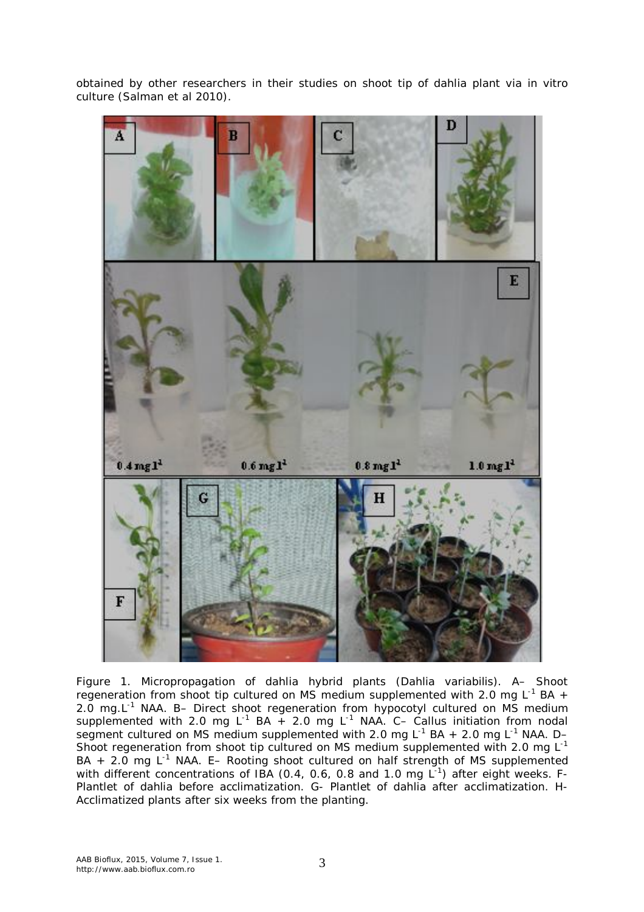obtained by other researchers in their studies on shoot tip of dahlia plant via in vitro culture (Salman et al 2010).

Figure 1. Micropropagation of dahlia hybrid plants (*Dahlia variabilis*). A– Shoot regeneration from shoot tip cultured on MS medium supplemented with 2.0 mg $L^{-1}$ BA + 2.0 mg.$L^{-1}$ NAA. B– Direct shoot regeneration from hypocotyl cultured on MS medium supplemented with 2.0 mg $L^{-1}$ BA + 2.0 mg $L^{-1}$ NAA. C– Callus initiation from nodal segment cultured on MS medium supplemented with 2.0 mg $L^{-1}$ BA + 2.0 mg $L^{-1}$ NAA. D– Shoot regeneration from shoot tip cultured on MS medium supplemented with 2.0 mg $L^{-1}$ BA + 2.0 mg $L^{-1}$ NAA. E– Rooting shoot cultured on half strength of MS supplemented with different concentrations of IBA (0.4, 0.6, 0.8 and 1.0 mg $L^{-1}$) after eight weeks. F- Plantlet of dahlia before acclimatization. G- Plantlet of dahlia after acclimatization. H- Acclimatized plants after six weeks from the planting.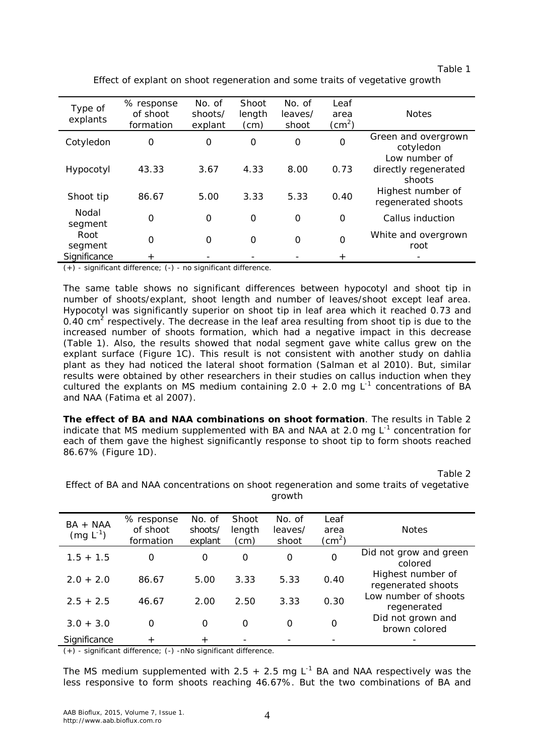Table 1

Effect of explant on shoot regeneration and some traits of vegetative growth

| Type of explants | % response of shoot formation | No. of shoots/ explant | Shoot length (cm) | No. of leaves/ shoot | Leaf area ($cm^2$) | Notes |
|---|---|---|---|---|---|---|
| Cotyledon | 0 | 0 | 0 | 0 | 0 | Green and overgrown cotyledon |
| Hypocotyl | 43.33 | 3.67 | 4.33 | 8.00 | 0.73 | Low number of directly regenerated shoots |
| Shoot tip | 86.67 | 5.00 | 3.33 | 5.33 | 0.40 | Highest number of regenerated shoots |
| Nodal segment | 0 | 0 | 0 | 0 | 0 | Callus induction |
| Root segment | 0 | 0 | 0 | 0 | 0 | White and overgrown root |
| Significance | + | - | - | - | + | - |

(+) - significant difference; (-) - no significant difference.

The same table shows no significant differences between hypocotyl and shoot tip in number of shoots/explant, shoot length and number of leaves/shoot except leaf area. Hypocotyl was significantly superior on shoot tip in leaf area which it reached 0.73 and 0.40 $cm^2$ respectively. The decrease in the leaf area resulting from shoot tip is due to the increased number of shoots formation, which had a negative impact in this decrease (Table 1). Also, the results showed that nodal segment gave white callus grew on the explant surface (Figure 1C). This result is not consistent with another study on dahlia plant as they had noticed the lateral shoot formation (Salman et al 2010). But, similar results were obtained by other researchers in their studies on callus induction when they cultured the explants on MS medium containing 2.0 + 2.0 mg $L^{-1}$ concentrations of BA and NAA (Fatima et al 2007).

**The effect of BA and NAA combinations on shoot formation**. The results in Table 2 indicate that MS medium supplemented with BA and NAA at 2.0 mg $L^{-1}$ concentration for each of them gave the highest significantly response to shoot tip to form shoots reached 86.67% (Figure 1D).

Table 2

Effect of BA and NAA concentrations on shoot regeneration and some traits of vegetative growth

| BA + NAA (mg $L^{-1}$) | % response of shoot formation | No. of shoots/ explant | Shoot length (cm) | No. of leaves/ shoot | Leaf area ($cm^2$) | Notes |
|---|---|---|---|---|---|---|
| 1.5 + 1.5 | 0 | 0 | 0 | 0 | 0 | Did not grow and green colored |
| 2.0 + 2.0 | 86.67 | 5.00 | 3.33 | 5.33 | 0.40 | Highest number of regenerated shoots |
| 2.5 + 2.5 | 46.67 | 2.00 | 2.50 | 3.33 | 0.30 | Low number of shoots regenerated |
| 3.0 + 3.0 | 0 | 0 | 0 | 0 | 0 | Did not grown and brown colored |
| Significance | + | + | - | - | - | - |

(+) - significant difference; (-) -nNo significant difference.

The MS medium supplemented with 2.5 + 2.5 mg $L^{-1}$ BA and NAA respectively was the less responsive to form shoots reaching 46.67%. But the two combinations of BA and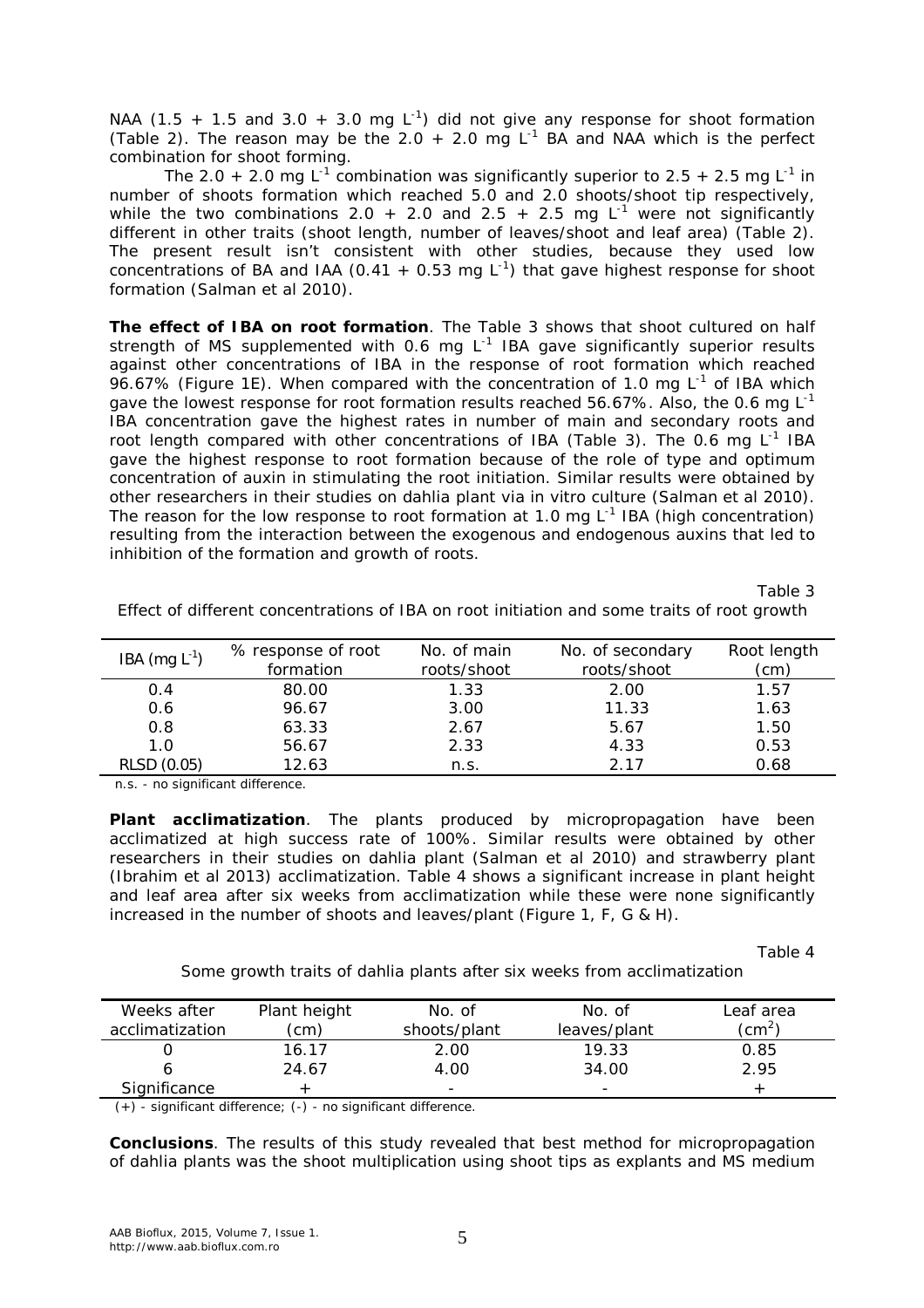NAA (1.5 + 1.5 and 3.0 + 3.0 mg $L^{-1}$) did not give any response for shoot formation (Table 2). The reason may be the 2.0 + 2.0 mg $L^{-1}$ BA and NAA which is the perfect combination for shoot forming.

The 2.0 + 2.0 mg $L^{-1}$ combination was significantly superior to 2.5 + 2.5 mg $L^{-1}$ in number of shoots formation which reached 5.0 and 2.0 shoots/shoot tip respectively, while the two combinations 2.0 + 2.0 and 2.5 + 2.5 mg $L^{-1}$ were not significantly different in other traits (shoot length, number of leaves/shoot and leaf area) (Table 2). The present result isn't consistent with other studies, because they used low concentrations of BA and IAA (0.41 + 0.53 mg $L^{-1}$) that gave highest response for shoot formation (Salman et al 2010).

**The effect of IBA on root formation**. The Table 3 shows that shoot cultured on half strength of MS supplemented with 0.6 mg $L^{-1}$ IBA gave significantly superior results against other concentrations of IBA in the response of root formation which reached 96.67% (Figure 1E). When compared with the concentration of 1.0 mg $L^{-1}$ of IBA which gave the lowest response for root formation results reached 56.67%. Also, the 0.6 mg $L^{-1}$ IBA concentration gave the highest rates in number of main and secondary roots and root length compared with other concentrations of IBA (Table 3). The 0.6 mg $L^{-1}$ IBA gave the highest response to root formation because of the role of type and optimum concentration of auxin in stimulating the root initiation. Similar results were obtained by other researchers in their studies on dahlia plant via in vitro culture (Salman et al 2010). The reason for the low response to root formation at 1.0 mg $L^{-1}$ IBA (high concentration) resulting from the interaction between the exogenous and endogenous auxins that led to inhibition of the formation and growth of roots.

Table 3

Effect of different concentrations of IBA on root initiation and some traits of root growth

| IBA (mg $L^{-1}$) | % response of root formation | No. of main roots/shoot | No. of secondary roots/shoot | Root length (cm) |
|---|---|---|---|---|
| 0.4 | 80.00 | 1.33 | 2.00 | 1.57 |
| 0.6 | 96.67 | 3.00 | 11.33 | 1.63 |
| 0.8 | 63.33 | 2.67 | 5.67 | 1.50 |
| 1.0 | 56.67 | 2.33 | 4.33 | 0.53 |
| RLSD (0.05) | 12.63 | n.s. | 2.17 | 0.68 |

n.s. - no significant difference.

**Plant acclimatization**. The plants produced by micropropagation have been acclimatized at high success rate of 100%. Similar results were obtained by other researchers in their studies on dahlia plant (Salman et al 2010) and strawberry plant (Ibrahim et al 2013) acclimatization. Table 4 shows a significant increase in plant height and leaf area after six weeks from acclimatization while these were none significantly increased in the number of shoots and leaves/plant (Figure 1, F, G & H).

Table 4

Some growth traits of dahlia plants after six weeks from acclimatization

| Weeks after acclimatization | Plant height (cm) | No. of shoots/plant | No. of leaves/plant | Leaf area ($cm^2$) |
|---|---|---|---|---|
| 0 | 16.17 | 2.00 | 19.33 | 0.85 |
| 6 | 24.67 | 4.00 | 34.00 | 2.95 |
| Significance | + | - | - | + |

(+) - significant difference; (-) - no significant difference.

**Conclusions**. The results of this study revealed that best method for micropropagation of dahlia plants was the shoot multiplication using shoot tips as explants and MS medium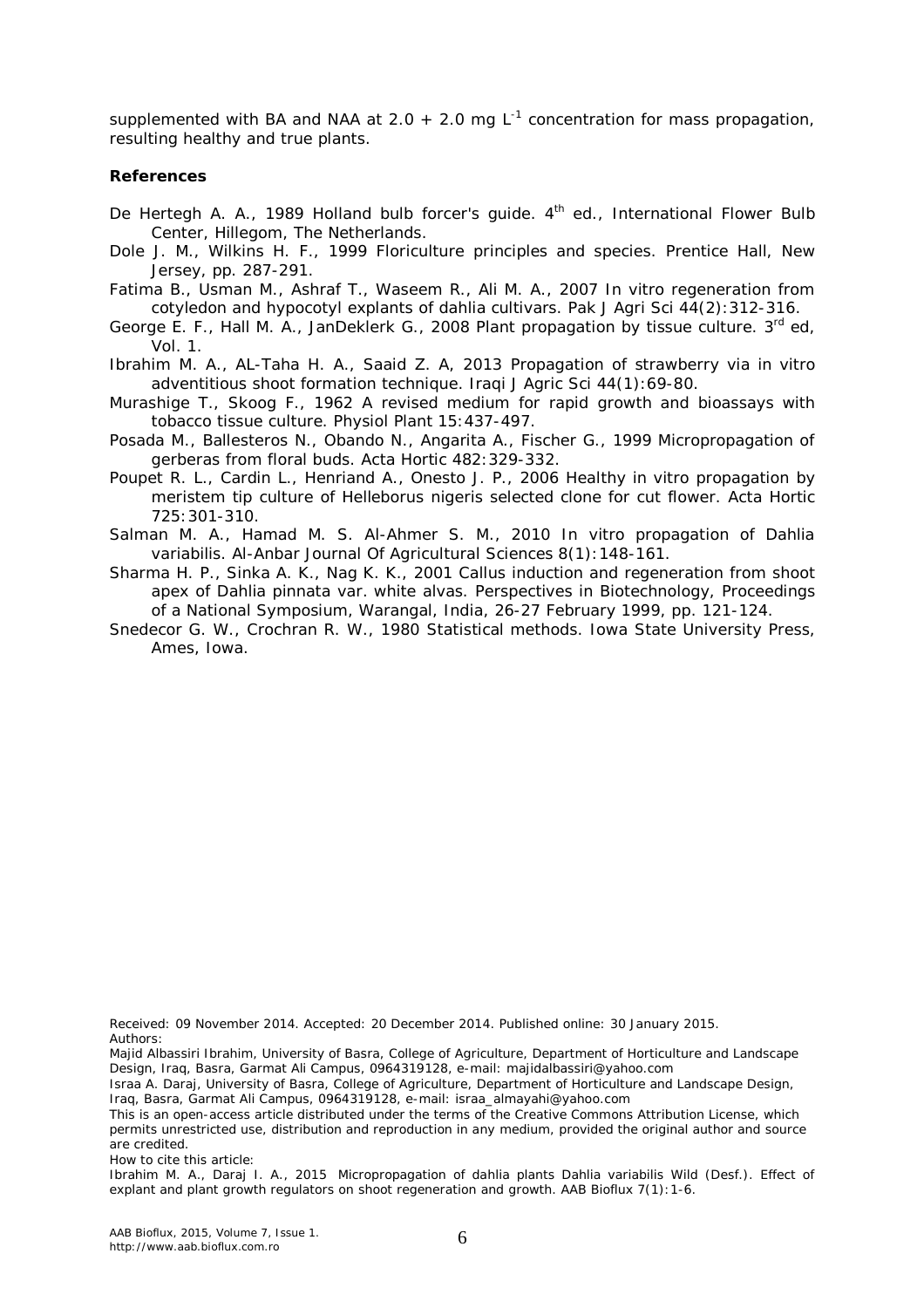supplemented with BA and NAA at 2.0 + 2.0 mg $L^{-1}$ concentration for mass propagation, resulting healthy and true plants.

**References**

De Hertegh A. A., 1989 Holland bulb forcer's guide. 4th ed., International Flower Bulb Center, Hillegom, The Netherlands.

Dole J. M., Wilkins H. F., 1999 Floriculture principles and species. Prentice Hall, New Jersey, pp. 287-291.

Fatima B., Usman M., Ashraf T., Waseem R., Ali M. A., 2007 In vitro regeneration from cotyledon and hypocotyl explants of dahlia cultivars. Pak J Agri Sci 44(2):312-316.

George E. F., Hall M. A., JanDeklerk G., 2008 Plant propagation by tissue culture. 3rd ed, Vol. 1.

Ibrahim M. A., AL-Taha H. A., Saaid Z. A, 2013 Propagation of strawberry via in vitro adventitious shoot formation technique. Iraqi J Agric Sci 44(1):69-80.

Murashige T., Skoog F., 1962 A revised medium for rapid growth and bioassays with tobacco tissue culture. Physiol Plant 15:437-497.

Posada M., Ballesteros N., Obando N., Angarita A., Fischer G., 1999 Micropropagation of gerberas from floral buds. Acta Hortic 482:329-332.

Poupet R. L., Cardin L., Henriand A., Onesto J. P., 2006 Healthy in vitro propagation by meristem tip culture of Helleborus nigeris selected clone for cut flower. Acta Hortic 725:301-310.

Salman M. A., Hamad M. S. Al-Ahmer S. M., 2010 In vitro propagation of Dahlia variabilis. Al-Anbar Journal Of Agricultural Sciences 8(1):148-161.

Sharma H. P., Sinka A. K., Nag K. K., 2001 Callus induction and regeneration from shoot apex of Dahlia pinnata var. white alvas. Perspectives in Biotechnology, Proceedings of a National Symposium, Warangal, India, 26-27 February 1999, pp. 121-124.

Snedecor G. W., Crochran R. W., 1980 Statistical methods. Iowa State University Press, Ames, Iowa.

Received: 09 November 2014. Accepted: 20 December 2014. Published online: 30 January 2015.
Authors:
Majid Albassiri Ibrahim, University of Basra, College of Agriculture, Department of Horticulture and Landscape Design, Iraq, Basra, Garmat Ali Campus, 0964319128, e-mail: majidalbassiri@yahoo.com
Israa A. Daraj, University of Basra, College of Agriculture, Department of Horticulture and Landscape Design, Iraq, Basra, Garmat Ali Campus, 0964319128, e-mail: israa_almayahi@yahoo.com
This is an open-access article distributed under the terms of the Creative Commons Attribution License, which permits unrestricted use, distribution and reproduction in any medium, provided the original author and source are credited.
How to cite this article:
Ibrahim M. A., Daraj I. A., 2015 Micropropagation of dahlia plants Dahlia variabilis Wild (Desf.). Effect of explant and plant growth regulators on shoot regeneration and growth. AAB Bioflux 7(1):1-6.